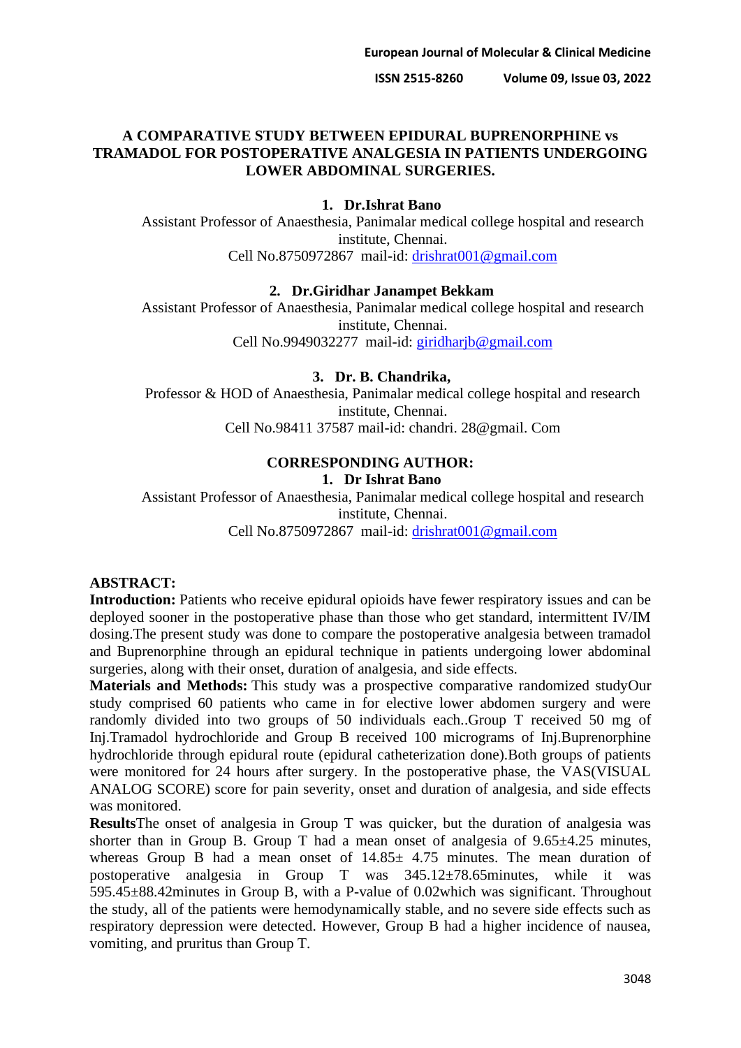# A COMPARATIVE STUDY BETWEEN EPIDURAL BUPRENORPHINE vs TRAMADOL FOR POSTOPERATIVE ANALGESIA IN PATIENTS UNDERGOING LOWER ABDOMINAL SURGERIES.

1. **Dr.Ishrat Bano**

Assistant Professor of Anaesthesia, Panimalar medical college hospital and research institute, Chennai.
Cell No.8750972867 mail-id: drishrat001@gmail.com

2. **Dr.Giridhar Janampet Bekkam**

Assistant Professor of Anaesthesia, Panimalar medical college hospital and research institute, Chennai.
Cell No.9949032277 mail-id: giridharjb@gmail.com

3. **Dr. B. Chandrika,**

Professor & HOD of Anaesthesia, Panimalar medical college hospital and research institute, Chennai.
Cell No.98411 37587 mail-id: chandri. 28@gmail. Com

**CORRESPONDING AUTHOR:**

1. **Dr Ishrat Bano**

Assistant Professor of Anaesthesia, Panimalar medical college hospital and research institute, Chennai.
Cell No.8750972867 mail-id: drishrat001@gmail.com

## ABSTRACT:

**Introduction:** Patients who receive epidural opioids have fewer respiratory issues and can be deployed sooner in the postoperative phase than those who get standard, intermittent IV/IM dosing.The present study was done to compare the postoperative analgesia between tramadol and Buprenorphine through an epidural technique in patients undergoing lower abdominal surgeries, along with their onset, duration of analgesia, and side effects.

**Materials and Methods:** This study was a prospective comparative randomized studyOur study comprised 60 patients who came in for elective lower abdomen surgery and were randomly divided into two groups of 50 individuals each..Group T received 50 mg of Inj.Tramadol hydrochloride and Group B received 100 micrograms of Inj.Buprenorphine hydrochloride through epidural route (epidural catheterization done).Both groups of patients were monitored for 24 hours after surgery. In the postoperative phase, the VAS(VISUAL ANALOG SCORE) score for pain severity, onset and duration of analgesia, and side effects was monitored.

**Results**The onset of analgesia in Group T was quicker, but the duration of analgesia was shorter than in Group B. Group T had a mean onset of analgesia of 9.65±4.25 minutes, whereas Group B had a mean onset of 14.85± 4.75 minutes. The mean duration of postoperative analgesia in Group T was 345.12±78.65minutes, while it was 595.45±88.42minutes in Group B, with a P-value of 0.02which was significant. Throughout the study, all of the patients were hemodynamically stable, and no severe side effects such as respiratory depression were detected. However, Group B had a higher incidence of nausea, vomiting, and pruritus than Group T.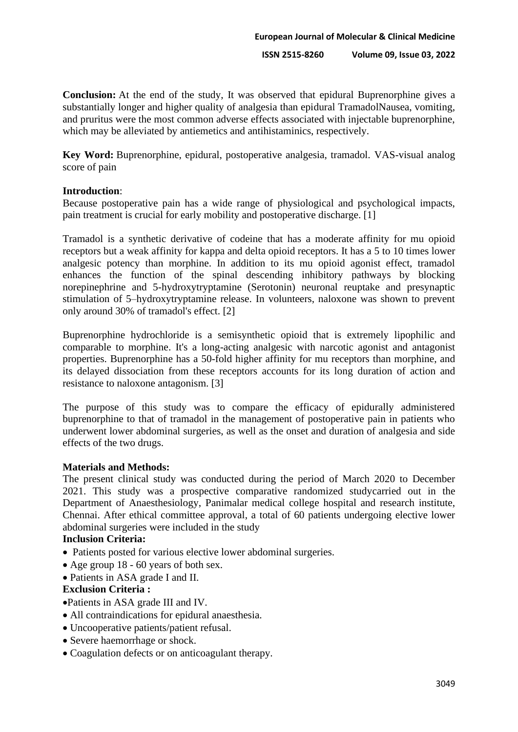**Conclusion:** At the end of the study, It was observed that epidural Buprenorphine gives a substantially longer and higher quality of analgesia than epidural TramadolNausea, vomiting, and pruritus were the most common adverse effects associated with injectable buprenorphine, which may be alleviated by antiemetics and antihistaminics, respectively.

**Key Word:** Buprenorphine, epidural, postoperative analgesia, tramadol. VAS-visual analog score of pain

**Introduction**:

Because postoperative pain has a wide range of physiological and psychological impacts, pain treatment is crucial for early mobility and postoperative discharge. [1]

Tramadol is a synthetic derivative of codeine that has a moderate affinity for mu opioid receptors but a weak affinity for kappa and delta opioid receptors. It has a 5 to 10 times lower analgesic potency than morphine. In addition to its mu opioid agonist effect, tramadol enhances the function of the spinal descending inhibitory pathways by blocking norepinephrine and 5-hydroxytryptamine (Serotonin) neuronal reuptake and presynaptic stimulation of 5–hydroxytryptamine release. In volunteers, naloxone was shown to prevent only around 30% of tramadol's effect. [2]

Buprenorphine hydrochloride is a semisynthetic opioid that is extremely lipophilic and comparable to morphine. It's a long-acting analgesic with narcotic agonist and antagonist properties. Buprenorphine has a 50-fold higher affinity for mu receptors than morphine, and its delayed dissociation from these receptors accounts for its long duration of action and resistance to naloxone antagonism. [3]

The purpose of this study was to compare the efficacy of epidurally administered buprenorphine to that of tramadol in the management of postoperative pain in patients who underwent lower abdominal surgeries, as well as the onset and duration of analgesia and side effects of the two drugs.

**Materials and Methods:**

The present clinical study was conducted during the period of March 2020 to December 2021. This study was a prospective comparative randomized studycarried out in the Department of Anaesthesiology, Panimalar medical college hospital and research institute, Chennai. After ethical committee approval, a total of 60 patients undergoing elective lower abdominal surgeries were included in the study

**Inclusion Criteria:**

- Patients posted for various elective lower abdominal surgeries.
- Age group 18 - 60 years of both sex.
- Patients in ASA grade I and II.

**Exclusion Criteria :**

- Patients in ASA grade III and IV.
- All contraindications for epidural anaesthesia.
- Uncooperative patients/patient refusal.
- Severe haemorrhage or shock.
- Coagulation defects or on anticoagulant therapy.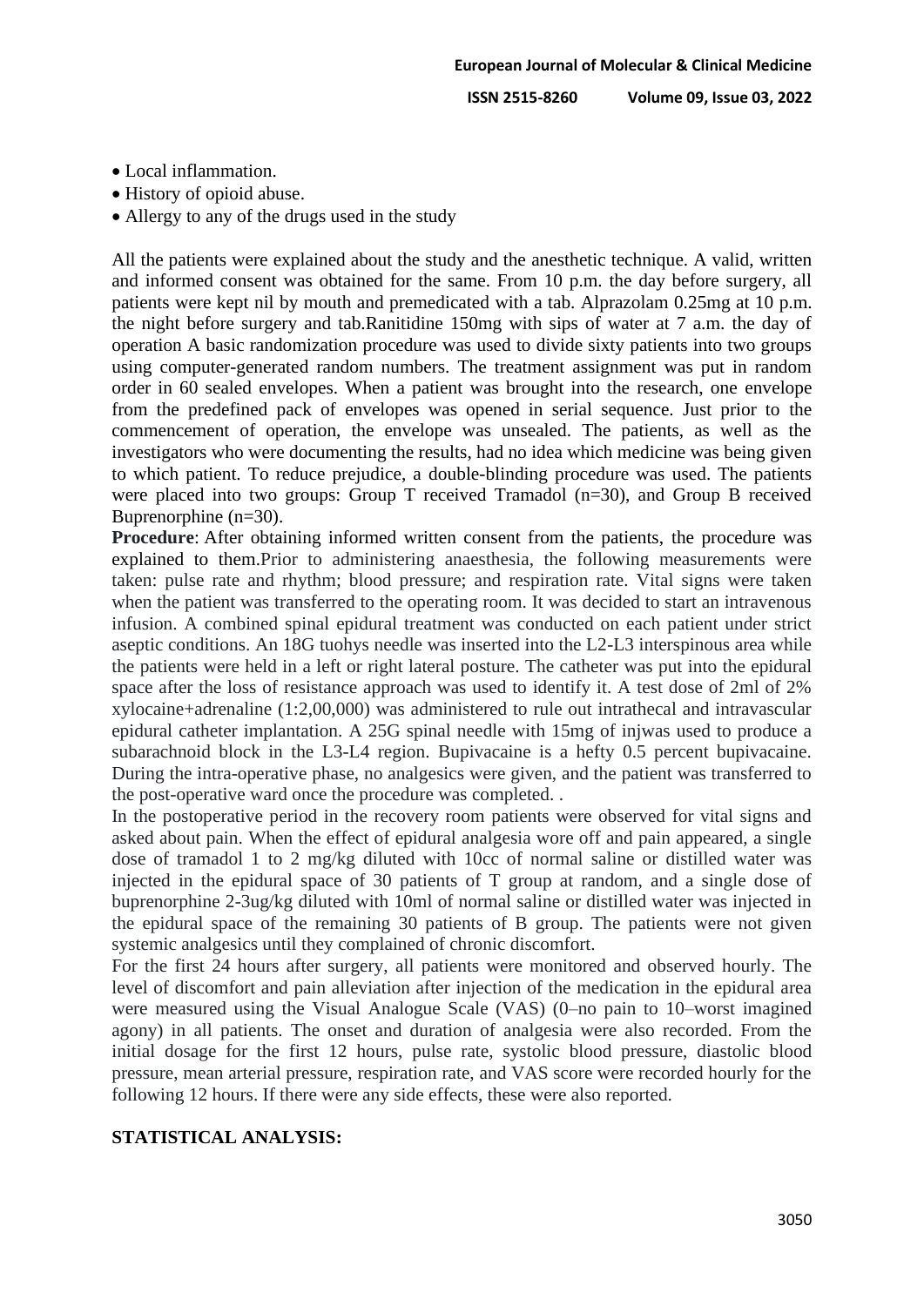- Local inflammation.
- History of opioid abuse.
- Allergy to any of the drugs used in the study

All the patients were explained about the study and the anesthetic technique. A valid, written and informed consent was obtained for the same. From 10 p.m. the day before surgery, all patients were kept nil by mouth and premedicated with a tab. Alprazolam 0.25mg at 10 p.m. the night before surgery and tab.Ranitidine 150mg with sips of water at 7 a.m. the day of operation A basic randomization procedure was used to divide sixty patients into two groups using computer-generated random numbers. The treatment assignment was put in random order in 60 sealed envelopes. When a patient was brought into the research, one envelope from the predefined pack of envelopes was opened in serial sequence. Just prior to the commencement of operation, the envelope was unsealed. The patients, as well as the investigators who were documenting the results, had no idea which medicine was being given to which patient. To reduce prejudice, a double-blinding procedure was used. The patients were placed into two groups: Group T received Tramadol (n=30), and Group B received Buprenorphine (n=30).

**Procedure**: After obtaining informed written consent from the patients, the procedure was explained to them.Prior to administering anaesthesia, the following measurements were taken: pulse rate and rhythm; blood pressure; and respiration rate. Vital signs were taken when the patient was transferred to the operating room. It was decided to start an intravenous infusion. A combined spinal epidural treatment was conducted on each patient under strict aseptic conditions. An 18G tuohys needle was inserted into the L2-L3 interspinous area while the patients were held in a left or right lateral posture. The catheter was put into the epidural space after the loss of resistance approach was used to identify it. A test dose of 2ml of 2% xylocaine+adrenaline (1:2,00,000) was administered to rule out intrathecal and intravascular epidural catheter implantation. A 25G spinal needle with 15mg of injwas used to produce a subarachnoid block in the L3-L4 region. Bupivacaine is a hefty 0.5 percent bupivacaine. During the intra-operative phase, no analgesics were given, and the patient was transferred to the post-operative ward once the procedure was completed. .

In the postoperative period in the recovery room patients were observed for vital signs and asked about pain. When the effect of epidural analgesia wore off and pain appeared, a single dose of tramadol 1 to 2 mg/kg diluted with 10cc of normal saline or distilled water was injected in the epidural space of 30 patients of T group at random, and a single dose of buprenorphine 2-3ug/kg diluted with 10ml of normal saline or distilled water was injected in the epidural space of the remaining 30 patients of B group. The patients were not given systemic analgesics until they complained of chronic discomfort.

For the first 24 hours after surgery, all patients were monitored and observed hourly. The level of discomfort and pain alleviation after injection of the medication in the epidural area were measured using the Visual Analogue Scale (VAS) (0–no pain to 10–worst imagined agony) in all patients. The onset and duration of analgesia were also recorded. From the initial dosage for the first 12 hours, pulse rate, systolic blood pressure, diastolic blood pressure, mean arterial pressure, respiration rate, and VAS score were recorded hourly for the following 12 hours. If there were any side effects, these were also reported.

## STATISTICAL ANALYSIS: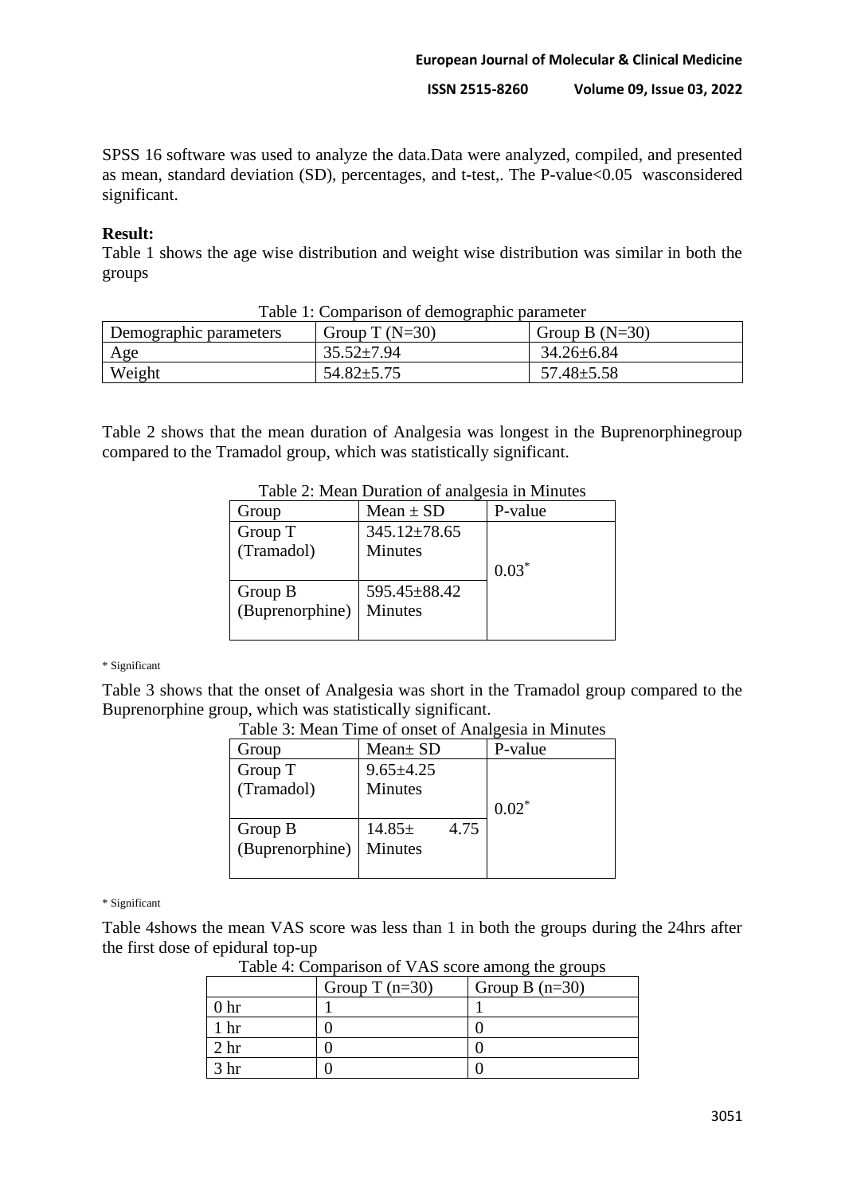SPSS 16 software was used to analyze the data.Data were analyzed, compiled, and presented as mean, standard deviation (SD), percentages, and t-test,. The P-value<0.05 wasconsidered significant.

**Result:**

Table 1 shows the age wise distribution and weight wise distribution was similar in both the groups

Table 1: Comparison of demographic parameter

| Demographic parameters | Group T (N=30) | Group B (N=30) |
|---|---|---|
| Age | 35.52±7.94 | 34.26±6.84 |
| Weight | 54.82±5.75 | 57.48±5.58 |

Table 2 shows that the mean duration of Analgesia was longest in the Buprenorphinegroup compared to the Tramadol group, which was statistically significant.

Table 2: Mean Duration of analgesia in Minutes

| Group | Mean ± SD | P-value |
|---|---|---|
| Group T (Tramadol) | 345.12±78.65 Minutes | 0.03* |
| Group B (Buprenorphine) | 595.45±88.42 Minutes | |

\* Significant

Table 3 shows that the onset of Analgesia was short in the Tramadol group compared to the Buprenorphine group, which was statistically significant.

Table 3: Mean Time of onset of Analgesia in Minutes

| Group | Mean± SD | P-value |
|---|---|---|
| Group T (Tramadol) | 9.65±4.25 Minutes | 0.02* |
| Group B (Buprenorphine) | 14.85± 4.75 Minutes | |

\* Significant

Table 4shows the mean VAS score was less than 1 in both the groups during the 24hrs after the first dose of epidural top-up

Table 4: Comparison of VAS score among the groups

| | Group T (n=30) | Group B (n=30) |
|---|---|---|
| 0 hr | 1 | 1 |
| 1 hr | 0 | 0 |
| 2 hr | 0 | 0 |
| 3 hr | 0 | 0 |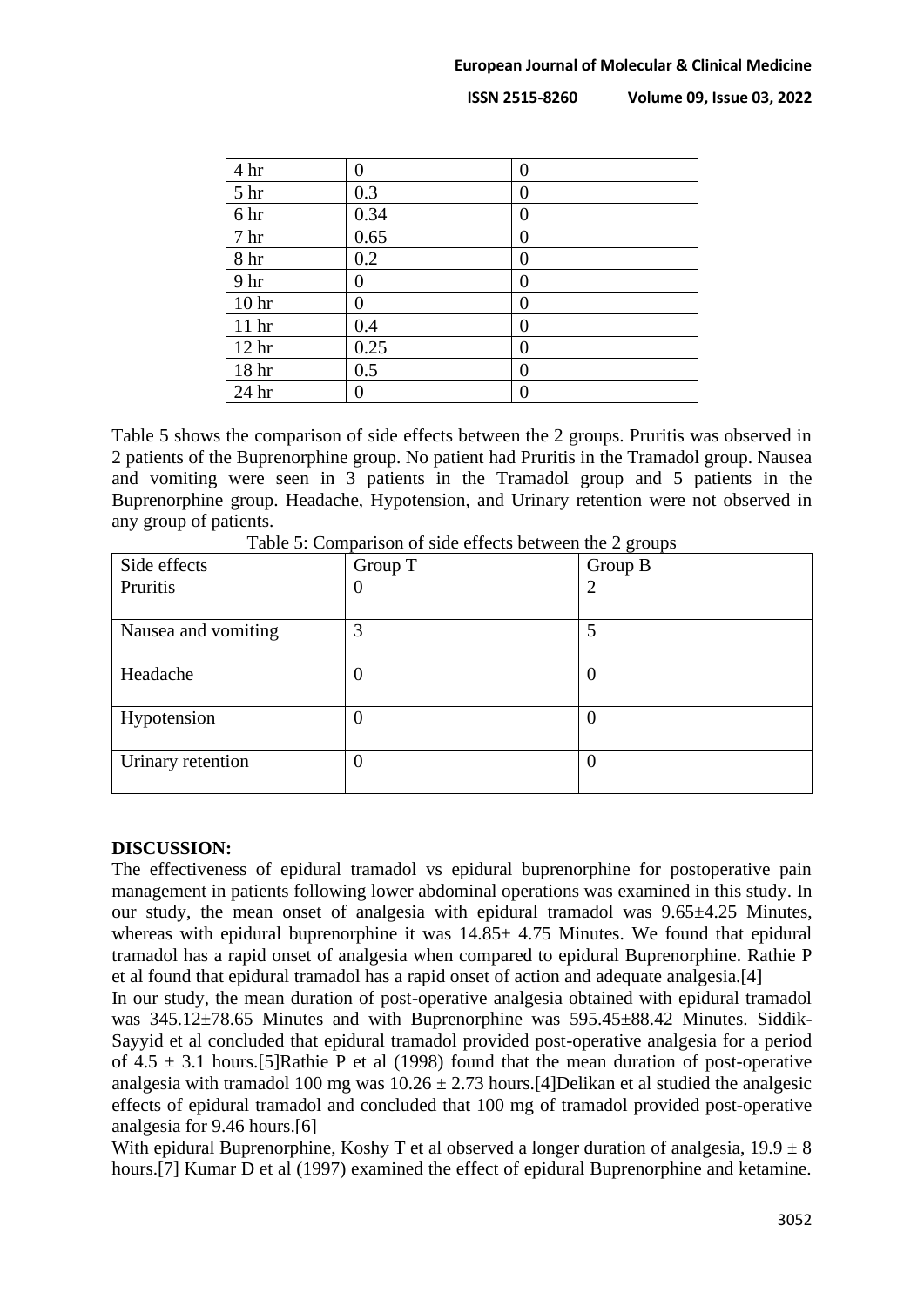| 4 hr | 0 | 0 |
|---|---|---|
| 5 hr | 0.3 | 0 |
| 6 hr | 0.34 | 0 |
| 7 hr | 0.65 | 0 |
| 8 hr | 0.2 | 0 |
| 9 hr | 0 | 0 |
| 10 hr | 0 | 0 |
| 11 hr | 0.4 | 0 |
| 12 hr | 0.25 | 0 |
| 18 hr | 0.5 | 0 |
| 24 hr | 0 | 0 |

Table 5 shows the comparison of side effects between the 2 groups. Pruritis was observed in 2 patients of the Buprenorphine group. No patient had Pruritis in the Tramadol group. Nausea and vomiting were seen in 3 patients in the Tramadol group and 5 patients in the Buprenorphine group. Headache, Hypotension, and Urinary retention were not observed in any group of patients.

Table 5: Comparison of side effects between the 2 groups

| Side effects | Group T | Group B |
|---|---|---|
| Pruritis | 0 | 2 |
| Nausea and vomiting | 3 | 5 |
| Headache | 0 | 0 |
| Hypotension | 0 | 0 |
| Urinary retention | 0 | 0 |

## DISCUSSION:

The effectiveness of epidural tramadol vs epidural buprenorphine for postoperative pain management in patients following lower abdominal operations was examined in this study. In our study, the mean onset of analgesia with epidural tramadol was 9.65±4.25 Minutes, whereas with epidural buprenorphine it was 14.85± 4.75 Minutes. We found that epidural tramadol has a rapid onset of analgesia when compared to epidural Buprenorphine. Rathie P et al found that epidural tramadol has a rapid onset of action and adequate analgesia.[4]

In our study, the mean duration of post-operative analgesia obtained with epidural tramadol was 345.12±78.65 Minutes and with Buprenorphine was 595.45±88.42 Minutes. Siddik-Sayyid et al concluded that epidural tramadol provided post-operative analgesia for a period of 4.5 ± 3.1 hours.[5]Rathie P et al (1998) found that the mean duration of post-operative analgesia with tramadol 100 mg was 10.26 ± 2.73 hours.[4]Delikan et al studied the analgesic effects of epidural tramadol and concluded that 100 mg of tramadol provided post-operative analgesia for 9.46 hours.[6]

With epidural Buprenorphine, Koshy T et al observed a longer duration of analgesia, 19.9 ± 8 hours.[7] Kumar D et al (1997) examined the effect of epidural Buprenorphine and ketamine.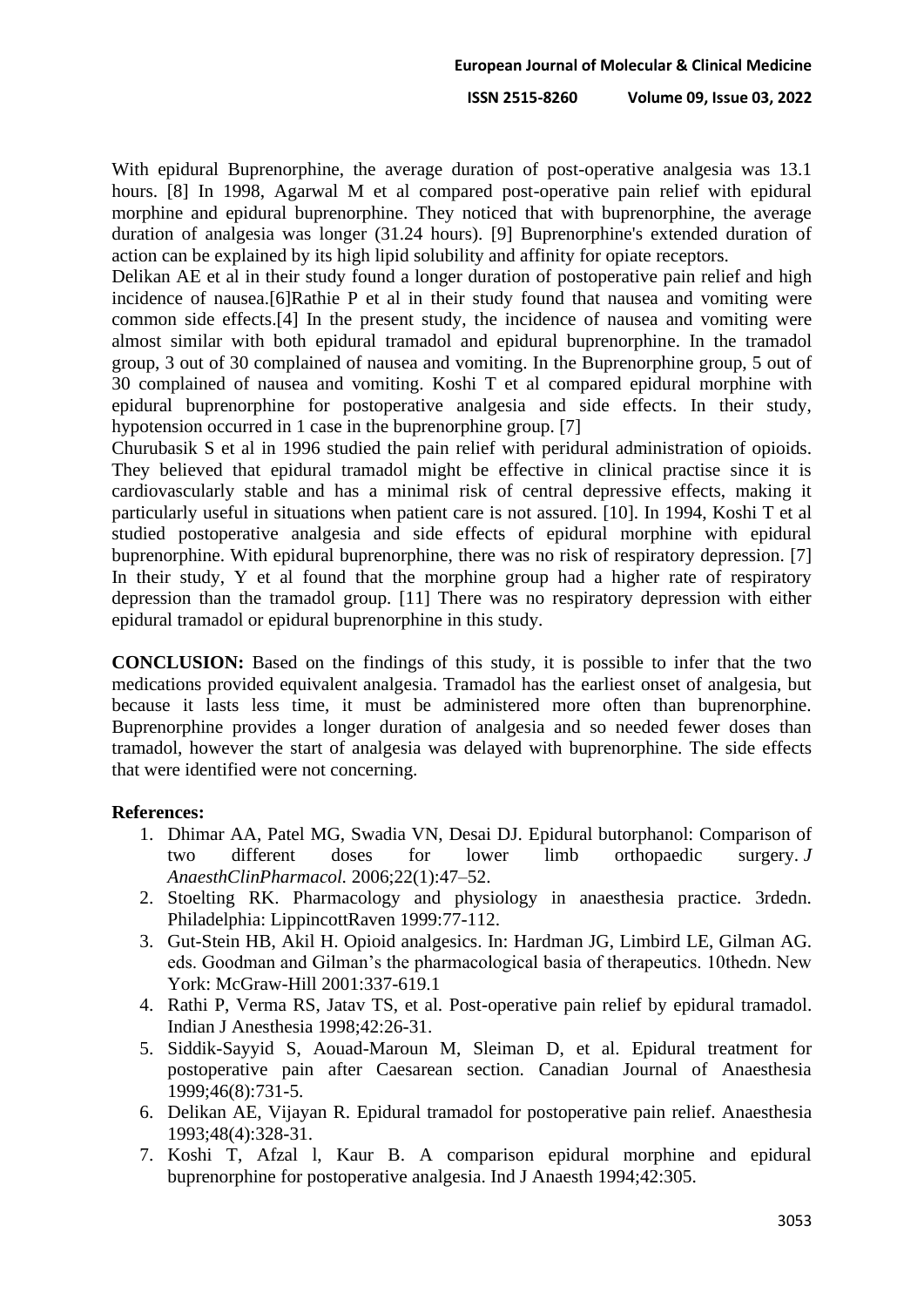With epidural Buprenorphine, the average duration of post-operative analgesia was 13.1 hours. [8] In 1998, Agarwal M et al compared post-operative pain relief with epidural morphine and epidural buprenorphine. They noticed that with buprenorphine, the average duration of analgesia was longer (31.24 hours). [9] Buprenorphine's extended duration of action can be explained by its high lipid solubility and affinity for opiate receptors.

Delikan AE et al in their study found a longer duration of postoperative pain relief and high incidence of nausea.[6]Rathie P et al in their study found that nausea and vomiting were common side effects.[4] In the present study, the incidence of nausea and vomiting were almost similar with both epidural tramadol and epidural buprenorphine. In the tramadol group, 3 out of 30 complained of nausea and vomiting. In the Buprenorphine group, 5 out of 30 complained of nausea and vomiting. Koshi T et al compared epidural morphine with epidural buprenorphine for postoperative analgesia and side effects. In their study, hypotension occurred in 1 case in the buprenorphine group. [7]

Churubasik S et al in 1996 studied the pain relief with peridural administration of opioids. They believed that epidural tramadol might be effective in clinical practise since it is cardiovascularly stable and has a minimal risk of central depressive effects, making it particularly useful in situations when patient care is not assured. [10]. In 1994, Koshi T et al studied postoperative analgesia and side effects of epidural morphine with epidural buprenorphine. With epidural buprenorphine, there was no risk of respiratory depression. [7] In their study, Y et al found that the morphine group had a higher rate of respiratory depression than the tramadol group. [11] There was no respiratory depression with either epidural tramadol or epidural buprenorphine in this study.

**CONCLUSION:** Based on the findings of this study, it is possible to infer that the two medications provided equivalent analgesia. Tramadol has the earliest onset of analgesia, but because it lasts less time, it must be administered more often than buprenorphine. Buprenorphine provides a longer duration of analgesia and so needed fewer doses than tramadol, however the start of analgesia was delayed with buprenorphine. The side effects that were identified were not concerning.

**References:**

1. Dhimar AA, Patel MG, Swadia VN, Desai DJ. Epidural butorphanol: Comparison of two different doses for lower limb orthopaedic surgery. *J AnaesthClinPharmacol.* 2006;22(1):47–52.
2. Stoelting RK. Pharmacology and physiology in anaesthesia practice. 3rdedn. Philadelphia: LippincottRaven 1999:77-112.
3. Gut-Stein HB, Akil H. Opioid analgesics. In: Hardman JG, Limbird LE, Gilman AG. eds. Goodman and Gilman's the pharmacological basia of therapeutics. 10thedn. New York: McGraw-Hill 2001:337-619.1
4. Rathi P, Verma RS, Jatav TS, et al. Post-operative pain relief by epidural tramadol. Indian J Anesthesia 1998;42:26-31.
5. Siddik-Sayyid S, Aouad-Maroun M, Sleiman D, et al. Epidural treatment for postoperative pain after Caesarean section. Canadian Journal of Anaesthesia 1999;46(8):731-5.
6. Delikan AE, Vijayan R. Epidural tramadol for postoperative pain relief. Anaesthesia 1993;48(4):328-31.
7. Koshi T, Afzal l, Kaur B. A comparison epidural morphine and epidural buprenorphine for postoperative analgesia. Ind J Anaesth 1994;42:305.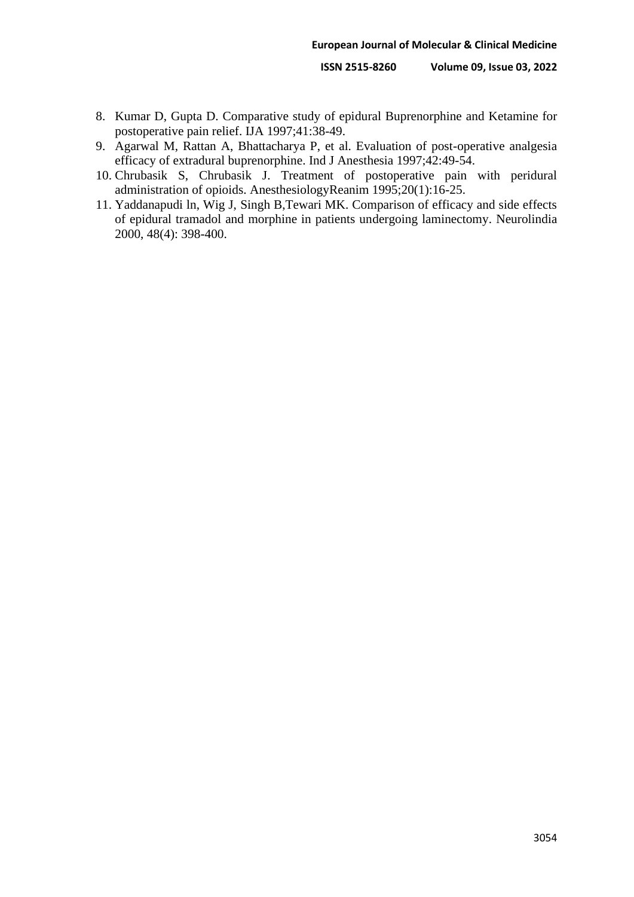8. Kumar D, Gupta D. Comparative study of epidural Buprenorphine and Ketamine for postoperative pain relief. IJA 1997;41:38-49.
9. Agarwal M, Rattan A, Bhattacharya P, et al. Evaluation of post-operative analgesia efficacy of extradural buprenorphine. Ind J Anesthesia 1997;42:49-54.
10. Chrubasik S, Chrubasik J. Treatment of postoperative pain with peridural administration of opioids. AnesthesiologyReanim 1995;20(1):16-25.
11. Yaddanapudi ln, Wig J, Singh B,Tewari MK. Comparison of efficacy and side effects of epidural tramadol and morphine in patients undergoing laminectomy. Neurolindia 2000, 48(4): 398-400.